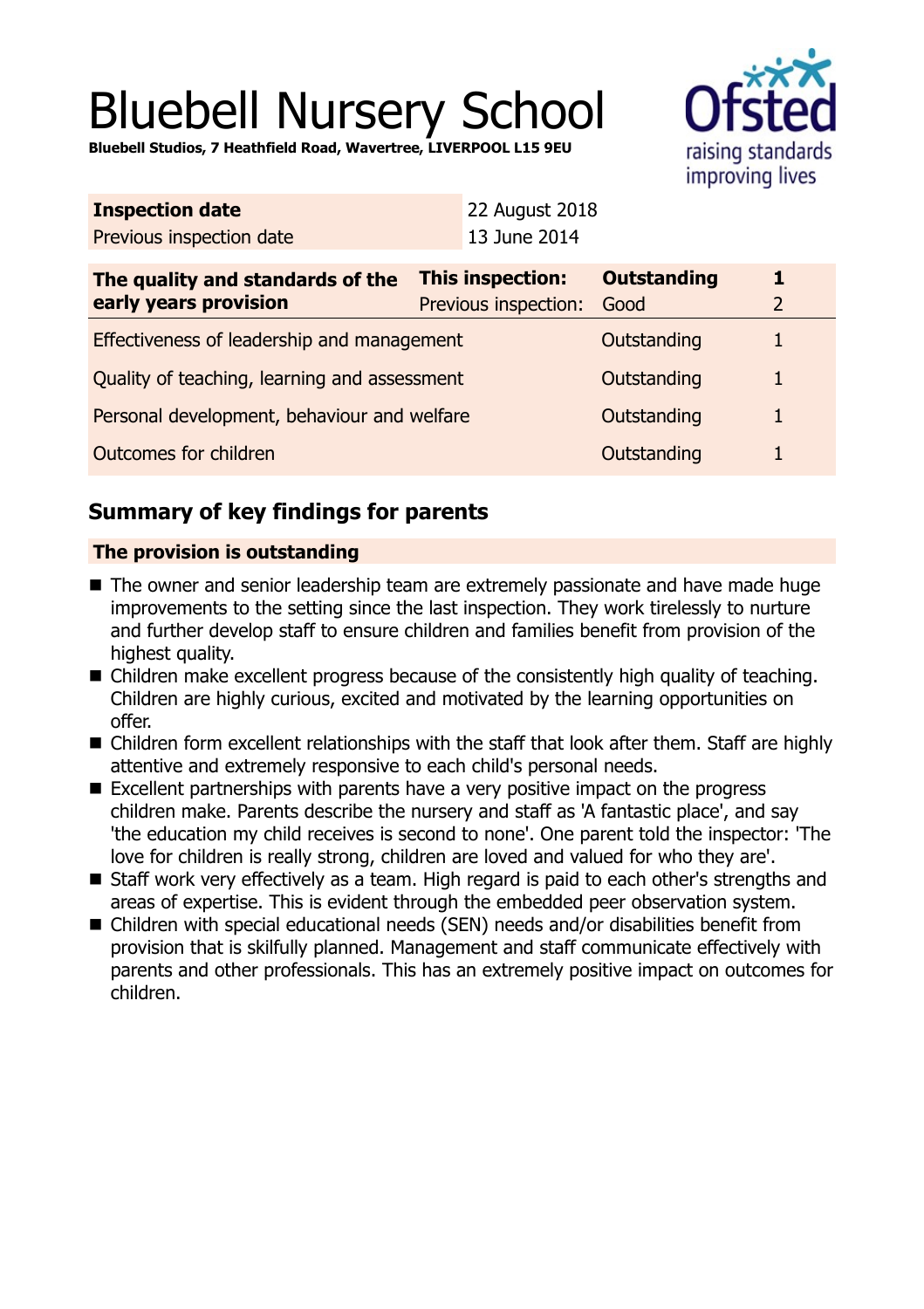# Bluebell Nursery School

**Bluebell Studios, 7 Heathfield Road, Wavertree, LIVERPOOL L15 9EU**

| **Inspection date** | 22 August 2018 |
|---|---|
| Previous inspection date | 13 June 2014 |

| **The quality and standards of the early years provision** | **This inspection:** | **Outstanding** | **1** |
|---|---|---|---|
| | Previous inspection: | Good | 2 |
| Effectiveness of leadership and management | | Outstanding | 1 |
| Quality of teaching, learning and assessment | | Outstanding | 1 |
| Personal development, behaviour and welfare | | Outstanding | 1 |
| Outcomes for children | | Outstanding | 1 |

## Summary of key findings for parents

**The provision is outstanding**

- The owner and senior leadership team are extremely passionate and have made huge improvements to the setting since the last inspection. They work tirelessly to nurture and further develop staff to ensure children and families benefit from provision of the highest quality.
- Children make excellent progress because of the consistently high quality of teaching. Children are highly curious, excited and motivated by the learning opportunities on offer.
- Children form excellent relationships with the staff that look after them. Staff are highly attentive and extremely responsive to each child's personal needs.
- Excellent partnerships with parents have a very positive impact on the progress children make. Parents describe the nursery and staff as 'A fantastic place', and say 'the education my child receives is second to none'. One parent told the inspector: 'The love for children is really strong, children are loved and valued for who they are'.
- Staff work very effectively as a team. High regard is paid to each other's strengths and areas of expertise. This is evident through the embedded peer observation system.
- Children with special educational needs (SEN) needs and/or disabilities benefit from provision that is skilfully planned. Management and staff communicate effectively with parents and other professionals. This has an extremely positive impact on outcomes for children.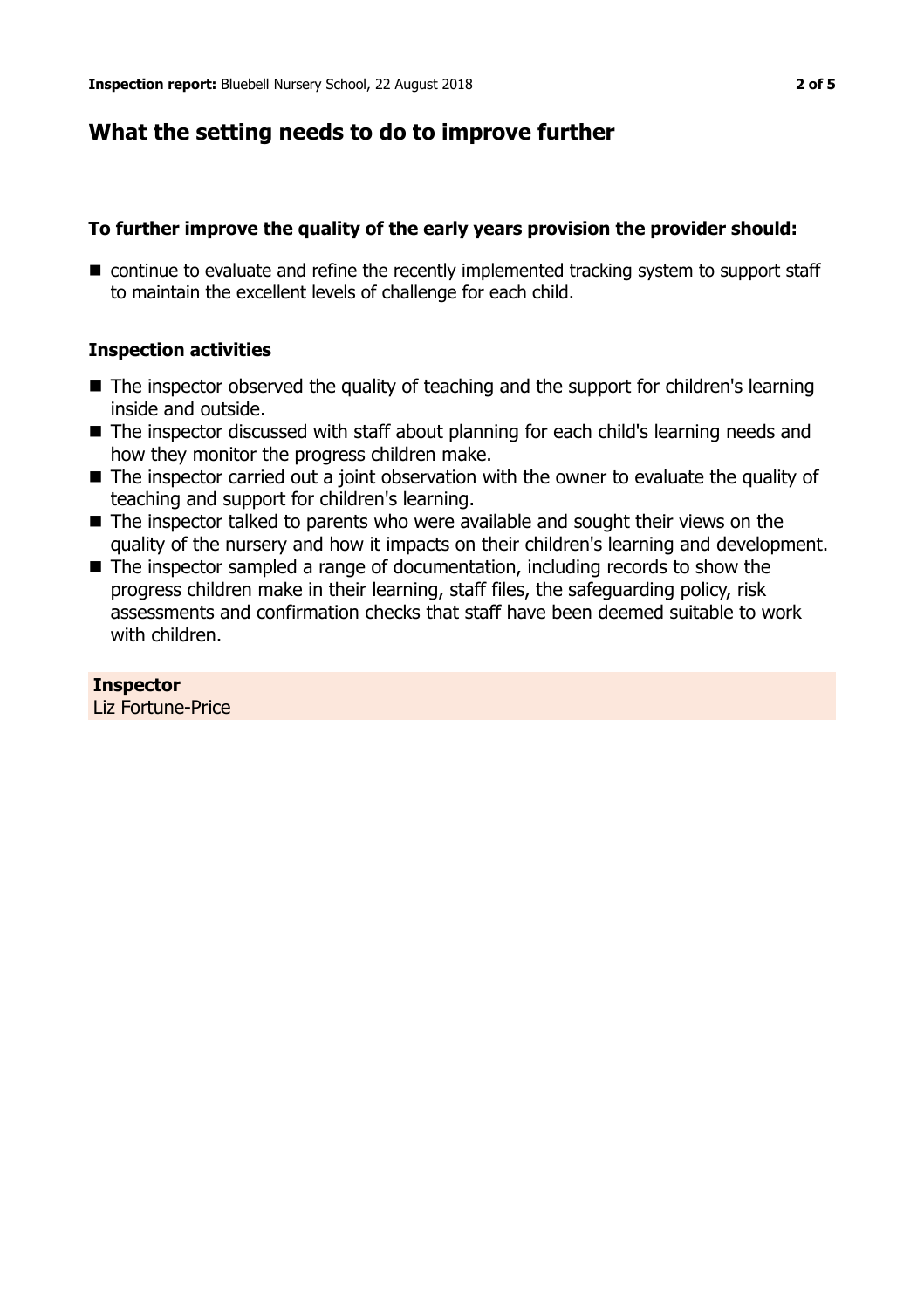## What the setting needs to do to improve further

**To further improve the quality of the early years provision the provider should:**

- continue to evaluate and refine the recently implemented tracking system to support staff to maintain the excellent levels of challenge for each child.

**Inspection activities**

- The inspector observed the quality of teaching and the support for children's learning inside and outside.
- The inspector discussed with staff about planning for each child's learning needs and how they monitor the progress children make.
- The inspector carried out a joint observation with the owner to evaluate the quality of teaching and support for children's learning.
- The inspector talked to parents who were available and sought their views on the quality of the nursery and how it impacts on their children's learning and development.
- The inspector sampled a range of documentation, including records to show the progress children make in their learning, staff files, the safeguarding policy, risk assessments and confirmation checks that staff have been deemed suitable to work with children.

**Inspector**
Liz Fortune-Price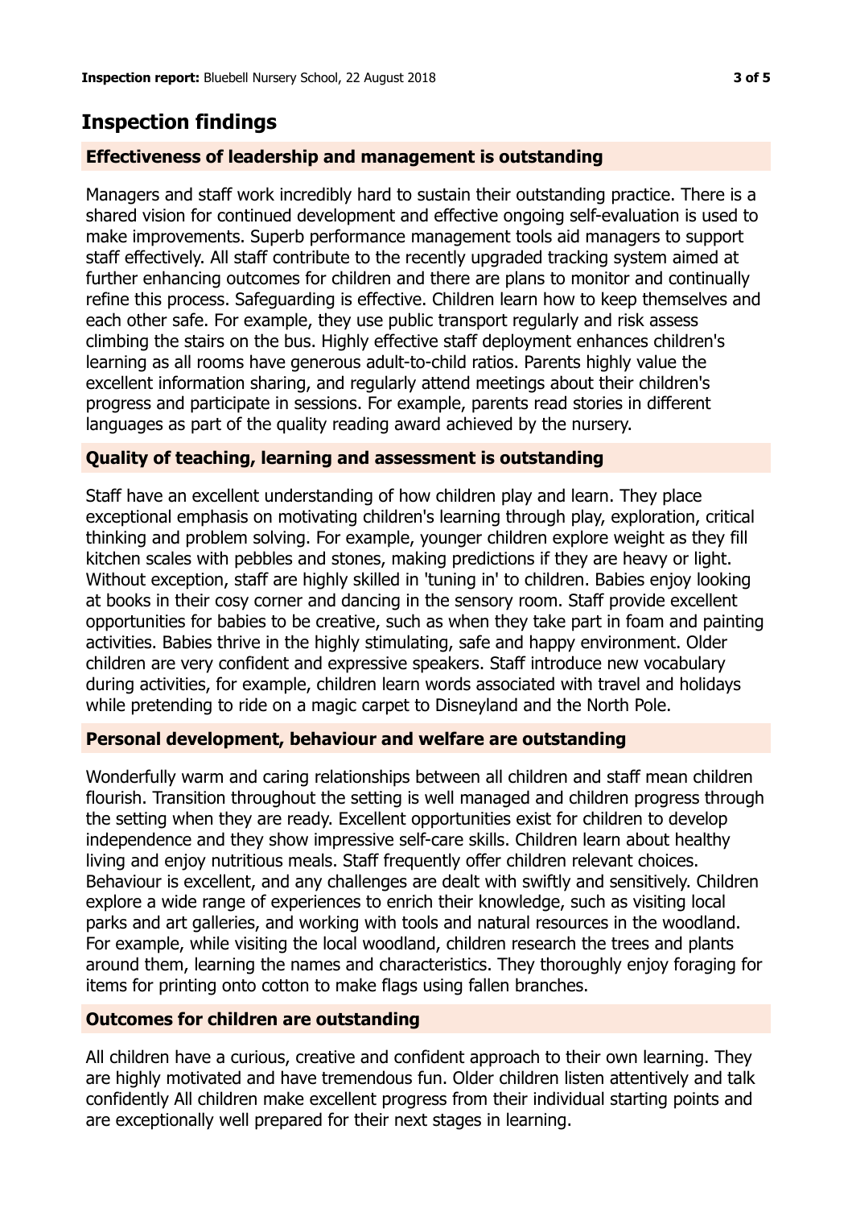## Inspection findings

### Effectiveness of leadership and management is outstanding

Managers and staff work incredibly hard to sustain their outstanding practice. There is a shared vision for continued development and effective ongoing self-evaluation is used to make improvements. Superb performance management tools aid managers to support staff effectively. All staff contribute to the recently upgraded tracking system aimed at further enhancing outcomes for children and there are plans to monitor and continually refine this process. Safeguarding is effective. Children learn how to keep themselves and each other safe. For example, they use public transport regularly and risk assess climbing the stairs on the bus. Highly effective staff deployment enhances children's learning as all rooms have generous adult-to-child ratios. Parents highly value the excellent information sharing, and regularly attend meetings about their children's progress and participate in sessions. For example, parents read stories in different languages as part of the quality reading award achieved by the nursery.

### Quality of teaching, learning and assessment is outstanding

Staff have an excellent understanding of how children play and learn. They place exceptional emphasis on motivating children's learning through play, exploration, critical thinking and problem solving. For example, younger children explore weight as they fill kitchen scales with pebbles and stones, making predictions if they are heavy or light. Without exception, staff are highly skilled in 'tuning in' to children. Babies enjoy looking at books in their cosy corner and dancing in the sensory room. Staff provide excellent opportunities for babies to be creative, such as when they take part in foam and painting activities. Babies thrive in the highly stimulating, safe and happy environment. Older children are very confident and expressive speakers. Staff introduce new vocabulary during activities, for example, children learn words associated with travel and holidays while pretending to ride on a magic carpet to Disneyland and the North Pole.

### Personal development, behaviour and welfare are outstanding

Wonderfully warm and caring relationships between all children and staff mean children flourish. Transition throughout the setting is well managed and children progress through the setting when they are ready. Excellent opportunities exist for children to develop independence and they show impressive self-care skills. Children learn about healthy living and enjoy nutritious meals. Staff frequently offer children relevant choices. Behaviour is excellent, and any challenges are dealt with swiftly and sensitively. Children explore a wide range of experiences to enrich their knowledge, such as visiting local parks and art galleries, and working with tools and natural resources in the woodland. For example, while visiting the local woodland, children research the trees and plants around them, learning the names and characteristics. They thoroughly enjoy foraging for items for printing onto cotton to make flags using fallen branches.

### Outcomes for children are outstanding

All children have a curious, creative and confident approach to their own learning. They are highly motivated and have tremendous fun. Older children listen attentively and talk confidently All children make excellent progress from their individual starting points and are exceptionally well prepared for their next stages in learning.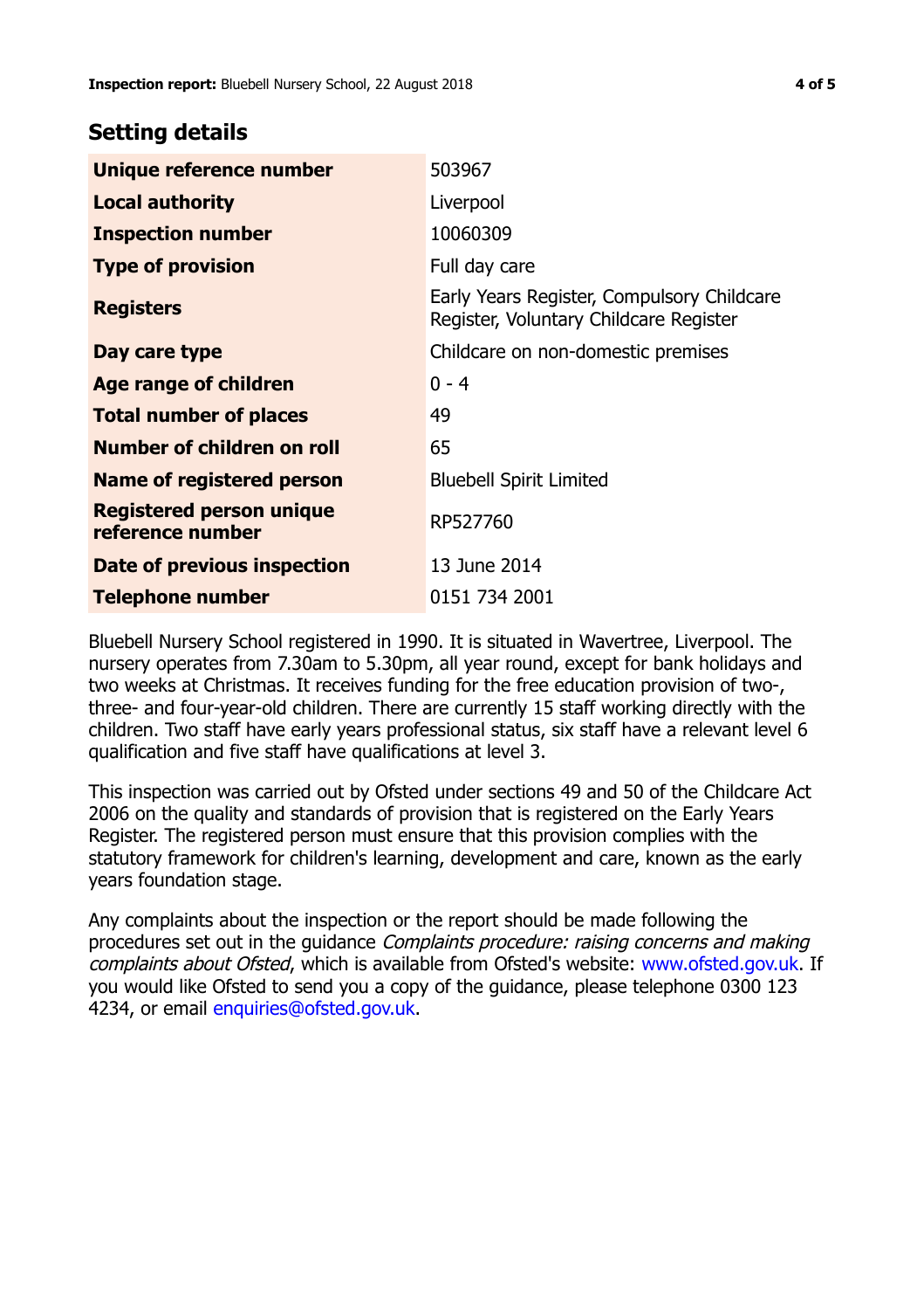## Setting details

| | |
|---|---|
| **Unique reference number** | 503967 |
| **Local authority** | Liverpool |
| **Inspection number** | 10060309 |
| **Type of provision** | Full day care |
| **Registers** | Early Years Register, Compulsory Childcare Register, Voluntary Childcare Register |
| **Day care type** | Childcare on non-domestic premises |
| **Age range of children** | 0 - 4 |
| **Total number of places** | 49 |
| **Number of children on roll** | 65 |
| **Name of registered person** | Bluebell Spirit Limited |
| **Registered person unique reference number** | RP527760 |
| **Date of previous inspection** | 13 June 2014 |
| **Telephone number** | 0151 734 2001 |

Bluebell Nursery School registered in 1990. It is situated in Wavertree, Liverpool. The nursery operates from 7.30am to 5.30pm, all year round, except for bank holidays and two weeks at Christmas. It receives funding for the free education provision of two-, three- and four-year-old children. There are currently 15 staff working directly with the children. Two staff have early years professional status, six staff have a relevant level 6 qualification and five staff have qualifications at level 3.

This inspection was carried out by Ofsted under sections 49 and 50 of the Childcare Act 2006 on the quality and standards of provision that is registered on the Early Years Register. The registered person must ensure that this provision complies with the statutory framework for children's learning, development and care, known as the early years foundation stage.

Any complaints about the inspection or the report should be made following the procedures set out in the guidance *Complaints procedure: raising concerns and making complaints about Ofsted*, which is available from Ofsted's website: www.ofsted.gov.uk. If you would like Ofsted to send you a copy of the guidance, please telephone 0300 123 4234, or email enquiries@ofsted.gov.uk.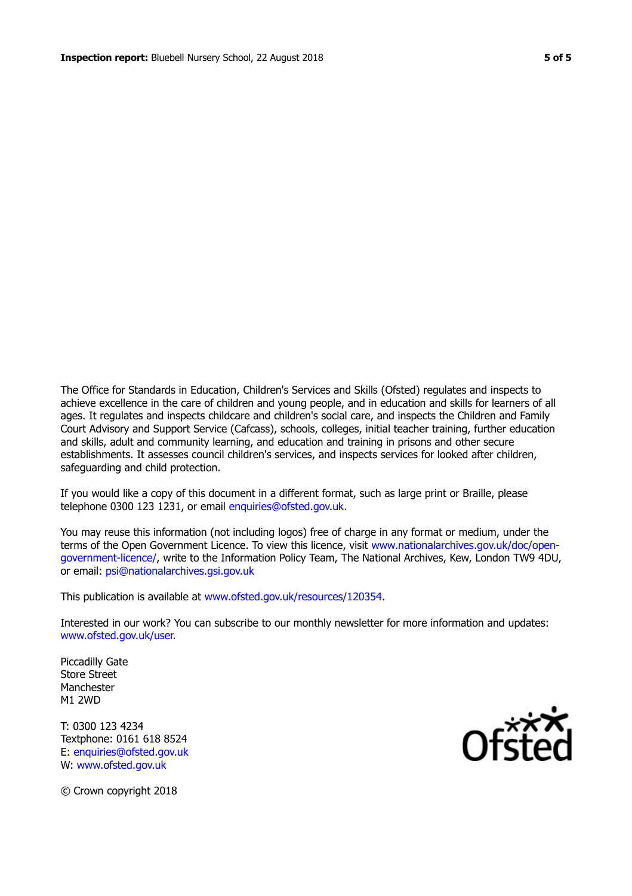The Office for Standards in Education, Children's Services and Skills (Ofsted) regulates and inspects to achieve excellence in the care of children and young people, and in education and skills for learners of all ages. It regulates and inspects childcare and children's social care, and inspects the Children and Family Court Advisory and Support Service (Cafcass), schools, colleges, initial teacher training, further education and skills, adult and community learning, and education and training in prisons and other secure establishments. It assesses council children's services, and inspects services for looked after children, safeguarding and child protection.

If you would like a copy of this document in a different format, such as large print or Braille, please telephone 0300 123 1231, or email enquiries@ofsted.gov.uk.

You may reuse this information (not including logos) free of charge in any format or medium, under the terms of the Open Government Licence. To view this licence, visit www.nationalarchives.gov.uk/doc/open-government-licence/, write to the Information Policy Team, The National Archives, Kew, London TW9 4DU, or email: psi@nationalarchives.gsi.gov.uk

This publication is available at www.ofsted.gov.uk/resources/120354.

Interested in our work? You can subscribe to our monthly newsletter for more information and updates: www.ofsted.gov.uk/user.

Piccadilly Gate
Store Street
Manchester
M1 2WD

T: 0300 123 4234
Textphone: 0161 618 8524
E: enquiries@ofsted.gov.uk
W: www.ofsted.gov.uk

© Crown copyright 2018